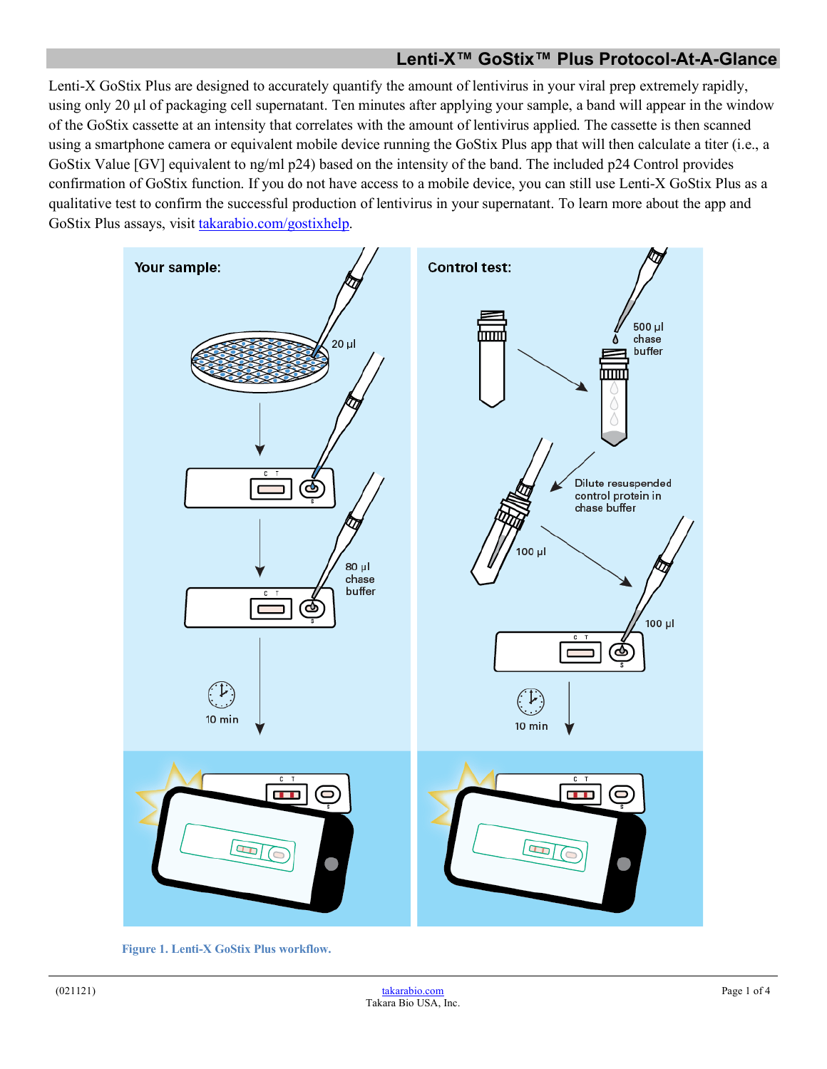## Lenti-X™ GoStix™ Plus Protocol-At-A-Glance

Lenti-X GoStix Plus are designed to accurately quantify the amount of lentivirus in your viral prep extremely rapidly, using only 20 µl of packaging cell supernatant. Ten minutes after applying your sample, a band will appear in the window of the GoStix cassette at an intensity that correlates with the amount of lentivirus applied. The cassette is then scanned using a smartphone camera or equivalent mobile device running the GoStix Plus app that will then calculate a titer (i.e., a GoStix Value [GV] equivalent to ng/ml p24) based on the intensity of the band. The included p24 Control provides confirmation of GoStix function. If you do not have access to a mobile device, you can still use Lenti-X GoStix Plus as a qualitative test to confirm the successful production of lentivirus in your supernatant. To learn more about the app and GoStix Plus assays, visit takarabio.com/gostixhelp.

Your sample: 20 µl; 80 µl chase buffer; 10 min

Control test: 500 µl chase buffer; Dilute resuspended control protein in chase buffer; 100 µl; 100 µl; 10 min

**Figure 1. Lenti-X GoStix Plus workflow.**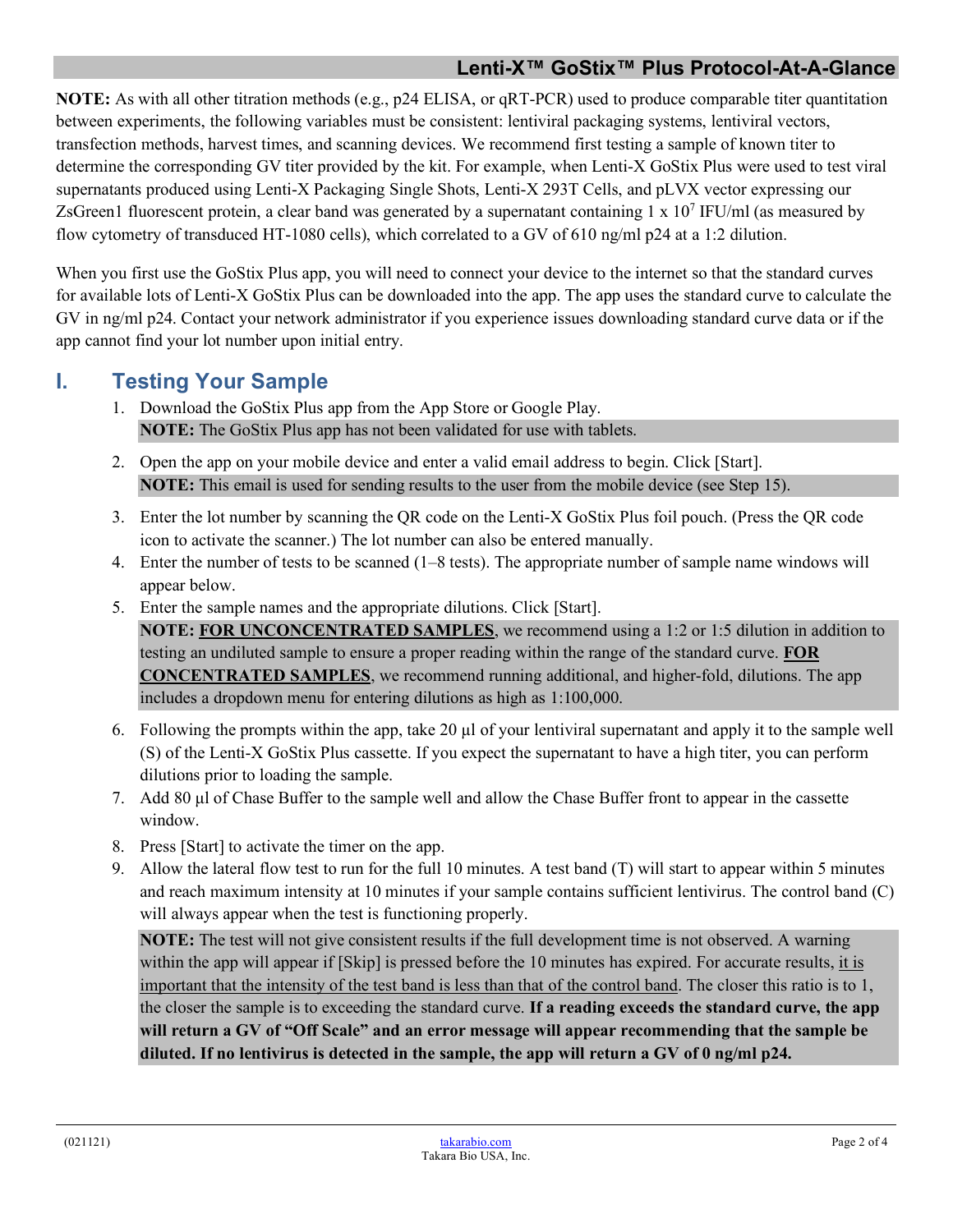**NOTE:** As with all other titration methods (e.g., p24 ELISA, or qRT-PCR) used to produce comparable titer quantitation between experiments, the following variables must be consistent: lentiviral packaging systems, lentiviral vectors, transfection methods, harvest times, and scanning devices. We recommend first testing a sample of known titer to determine the corresponding GV titer provided by the kit. For example, when Lenti-X GoStix Plus were used to test viral supernatants produced using Lenti-X Packaging Single Shots, Lenti-X 293T Cells, and pLVX vector expressing our ZsGreen1 fluorescent protein, a clear band was generated by a supernatant containing 1 x $10^7$ IFU/ml (as measured by flow cytometry of transduced HT-1080 cells), which correlated to a GV of 610 ng/ml p24 at a 1:2 dilution.

When you first use the GoStix Plus app, you will need to connect your device to the internet so that the standard curves for available lots of Lenti-X GoStix Plus can be downloaded into the app. The app uses the standard curve to calculate the GV in ng/ml p24. Contact your network administrator if you experience issues downloading standard curve data or if the app cannot find your lot number upon initial entry.

## I. Testing Your Sample

1. Download the GoStix Plus app from the App Store or Google Play.
   **NOTE:** The GoStix Plus app has not been validated for use with tablets.
2. Open the app on your mobile device and enter a valid email address to begin. Click [Start].
   **NOTE:** This email is used for sending results to the user from the mobile device (see Step 15).
3. Enter the lot number by scanning the QR code on the Lenti-X GoStix Plus foil pouch. (Press the QR code icon to activate the scanner.) The lot number can also be entered manually.
4. Enter the number of tests to be scanned (1–8 tests). The appropriate number of sample name windows will appear below.
5. Enter the sample names and the appropriate dilutions. Click [Start].
   **NOTE:** <u>**FOR UNCONCENTRATED SAMPLES**</u>, we recommend using a 1:2 or 1:5 dilution in addition to testing an undiluted sample to ensure a proper reading within the range of the standard curve. <u>**FOR CONCENTRATED SAMPLES**</u>, we recommend running additional, and higher-fold, dilutions. The app includes a dropdown menu for entering dilutions as high as 1:100,000.
6. Following the prompts within the app, take 20 µl of your lentiviral supernatant and apply it to the sample well (S) of the Lenti-X GoStix Plus cassette. If you expect the supernatant to have a high titer, you can perform dilutions prior to loading the sample.
7. Add 80 µl of Chase Buffer to the sample well and allow the Chase Buffer front to appear in the cassette window.
8. Press [Start] to activate the timer on the app.
9. Allow the lateral flow test to run for the full 10 minutes. A test band (T) will start to appear within 5 minutes and reach maximum intensity at 10 minutes if your sample contains sufficient lentivirus. The control band (C) will always appear when the test is functioning properly.

   **NOTE:** The test will not give consistent results if the full development time is not observed. A warning within the app will appear if [Skip] is pressed before the 10 minutes has expired. For accurate results, <u>it is important that the intensity of the test band is less than that of the control band</u>. The closer this ratio is to 1, the closer the sample is to exceeding the standard curve. **If a reading exceeds the standard curve, the app will return a GV of "Off Scale" and an error message will appear recommending that the sample be diluted. If no lentivirus is detected in the sample, the app will return a GV of 0 ng/ml p24.**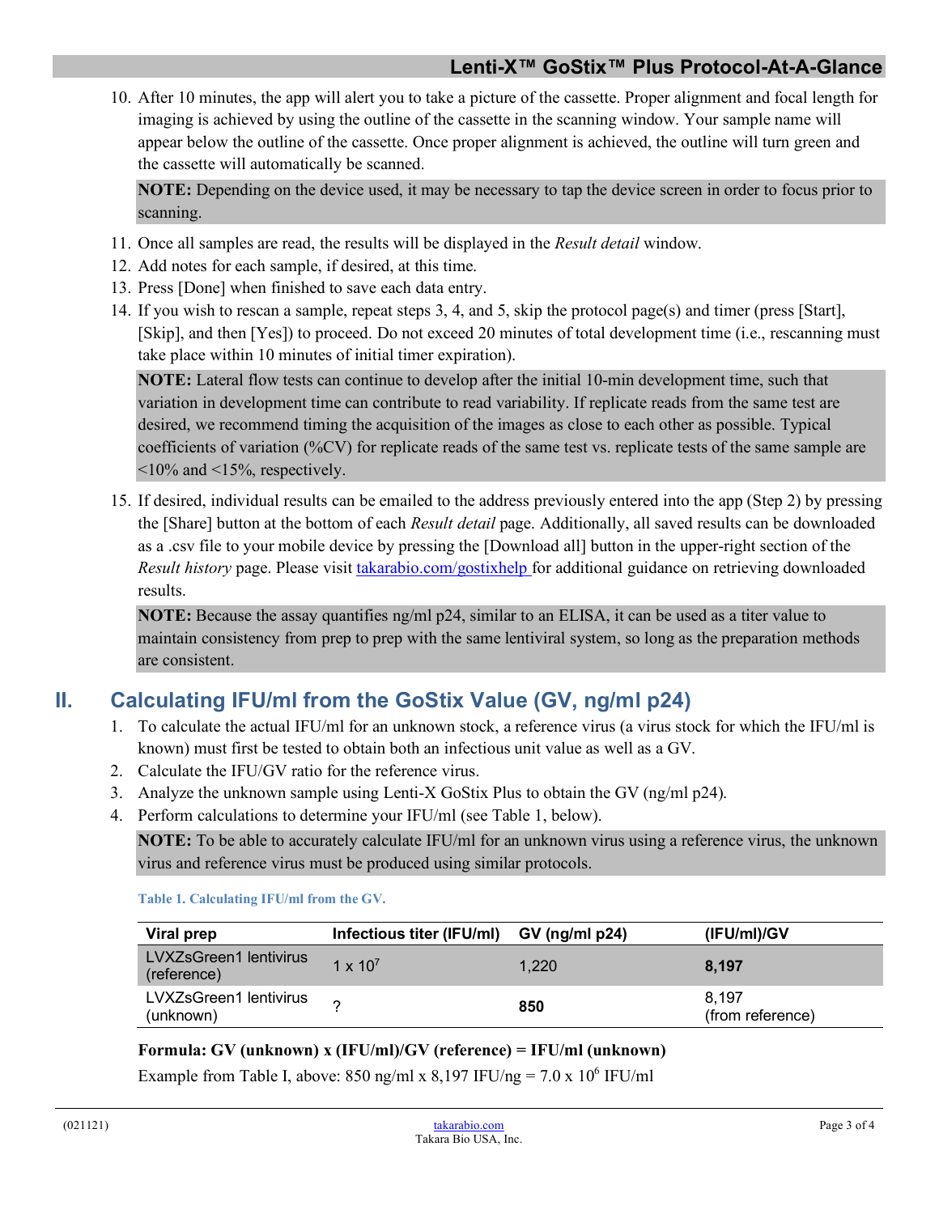10. After 10 minutes, the app will alert you to take a picture of the cassette. Proper alignment and focal length for imaging is achieved by using the outline of the cassette in the scanning window. Your sample name will appear below the outline of the cassette. Once proper alignment is achieved, the outline will turn green and the cassette will automatically be scanned.

    **NOTE:** Depending on the device used, it may be necessary to tap the device screen in order to focus prior to scanning.

11. Once all samples are read, the results will be displayed in the *Result detail* window.
12. Add notes for each sample, if desired, at this time.
13. Press [Done] when finished to save each data entry.
14. If you wish to rescan a sample, repeat steps 3, 4, and 5, skip the protocol page(s) and timer (press [Start], [Skip], and then [Yes]) to proceed. Do not exceed 20 minutes of total development time (i.e., rescanning must take place within 10 minutes of initial timer expiration).

    **NOTE:** Lateral flow tests can continue to develop after the initial 10-min development time, such that variation in development time can contribute to read variability. If replicate reads from the same test are desired, we recommend timing the acquisition of the images as close to each other as possible. Typical coefficients of variation (%CV) for replicate reads of the same test vs. replicate tests of the same sample are <10% and <15%, respectively.

15. If desired, individual results can be emailed to the address previously entered into the app (Step 2) by pressing the [Share] button at the bottom of each *Result detail* page. Additionally, all saved results can be downloaded as a .csv file to your mobile device by pressing the [Download all] button in the upper-right section of the *Result history* page. Please visit takarabio.com/gostixhelp for additional guidance on retrieving downloaded results.

    **NOTE:** Because the assay quantifies ng/ml p24, similar to an ELISA, it can be used as a titer value to maintain consistency from prep to prep with the same lentiviral system, so long as the preparation methods are consistent.

## II. Calculating IFU/ml from the GoStix Value (GV, ng/ml p24)

1. To calculate the actual IFU/ml for an unknown stock, a reference virus (a virus stock for which the IFU/ml is known) must first be tested to obtain both an infectious unit value as well as a GV.
2. Calculate the IFU/GV ratio for the reference virus.
3. Analyze the unknown sample using Lenti-X GoStix Plus to obtain the GV (ng/ml p24).
4. Perform calculations to determine your IFU/ml (see Table 1, below).

   **NOTE:** To be able to accurately calculate IFU/ml for an unknown virus using a reference virus, the unknown virus and reference virus must be produced using similar protocols.

**Table 1. Calculating IFU/ml from the GV.**

| Viral prep | Infectious titer (IFU/ml) | GV (ng/ml p24) | (IFU/ml)/GV |
|---|---|---|---|
| LVXZsGreen1 lentivirus (reference) | $1 \times 10^7$ | 1,220 | **8,197** |
| LVXZsGreen1 lentivirus (unknown) | ? | **850** | 8,197 (from reference) |

**Formula: GV (unknown) x (IFU/ml)/GV (reference) = IFU/ml (unknown)**

Example from Table I, above: 850 ng/ml x 8,197 IFU/ng = $7.0 \times 10^6$ IFU/ml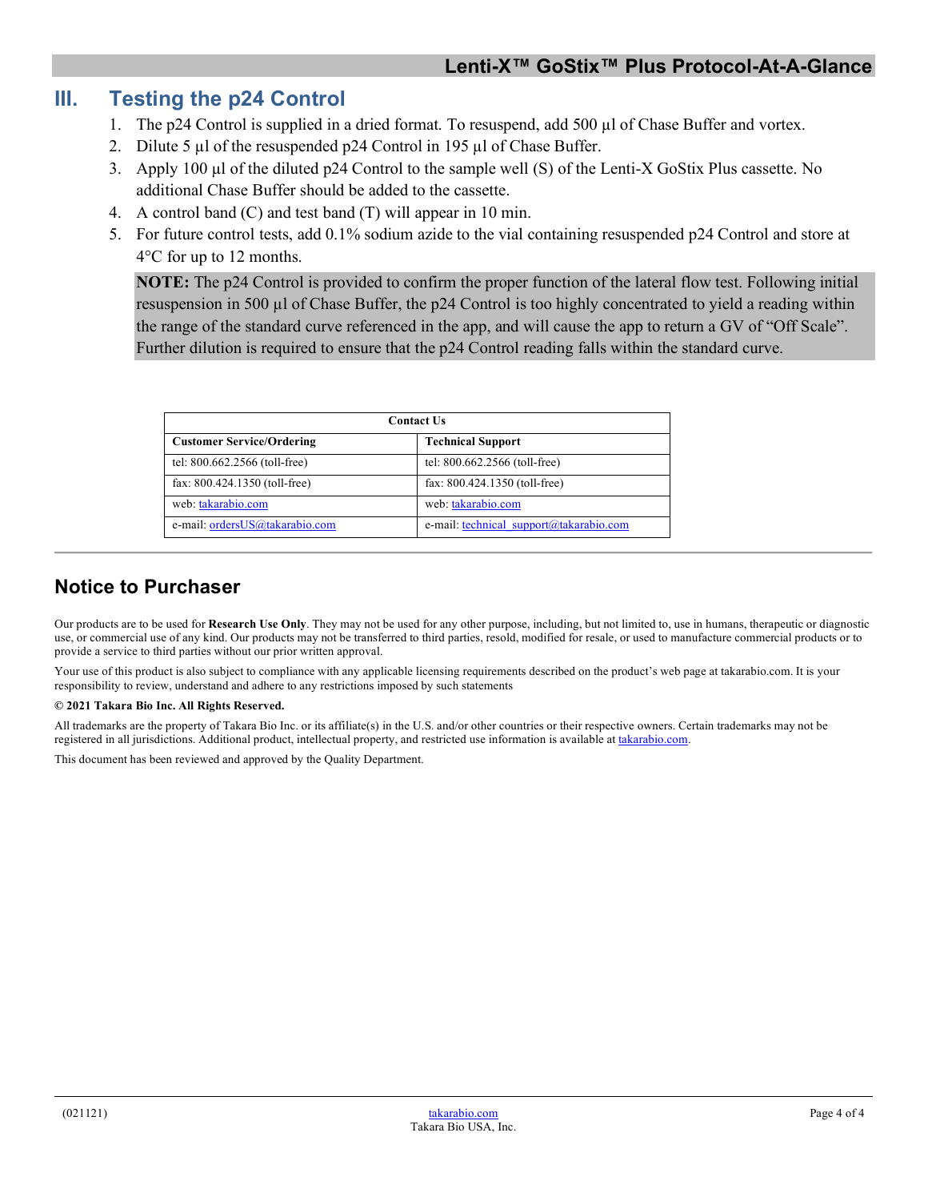## III. Testing the p24 Control

1. The p24 Control is supplied in a dried format. To resuspend, add 500 µl of Chase Buffer and vortex.
2. Dilute 5 µl of the resuspended p24 Control in 195 µl of Chase Buffer.
3. Apply 100 µl of the diluted p24 Control to the sample well (S) of the Lenti-X GoStix Plus cassette. No additional Chase Buffer should be added to the cassette.
4. A control band (C) and test band (T) will appear in 10 min.
5. For future control tests, add 0.1% sodium azide to the vial containing resuspended p24 Control and store at 4°C for up to 12 months.

**NOTE:** The p24 Control is provided to confirm the proper function of the lateral flow test. Following initial resuspension in 500 µl of Chase Buffer, the p24 Control is too highly concentrated to yield a reading within the range of the standard curve referenced in the app, and will cause the app to return a GV of "Off Scale". Further dilution is required to ensure that the p24 Control reading falls within the standard curve.

| Contact Us | |
|---|---|
| **Customer Service/Ordering** | **Technical Support** |
| tel: 800.662.2566 (toll-free) | tel: 800.662.2566 (toll-free) |
| fax: 800.424.1350 (toll-free) | fax: 800.424.1350 (toll-free) |
| web: takarabio.com | web: takarabio.com |
| e-mail: ordersUS@takarabio.com | e-mail: technical_support@takarabio.com |

## Notice to Purchaser

Our products are to be used for **Research Use Only**. They may not be used for any other purpose, including, but not limited to, use in humans, therapeutic or diagnostic use, or commercial use of any kind. Our products may not be transferred to third parties, resold, modified for resale, or used to manufacture commercial products or to provide a service to third parties without our prior written approval.

Your use of this product is also subject to compliance with any applicable licensing requirements described on the product's web page at takarabio.com. It is your responsibility to review, understand and adhere to any restrictions imposed by such statements

**© 2021 Takara Bio Inc. All Rights Reserved.**

All trademarks are the property of Takara Bio Inc. or its affiliate(s) in the U.S. and/or other countries or their respective owners. Certain trademarks may not be registered in all jurisdictions. Additional product, intellectual property, and restricted use information is available at takarabio.com.

This document has been reviewed and approved by the Quality Department.